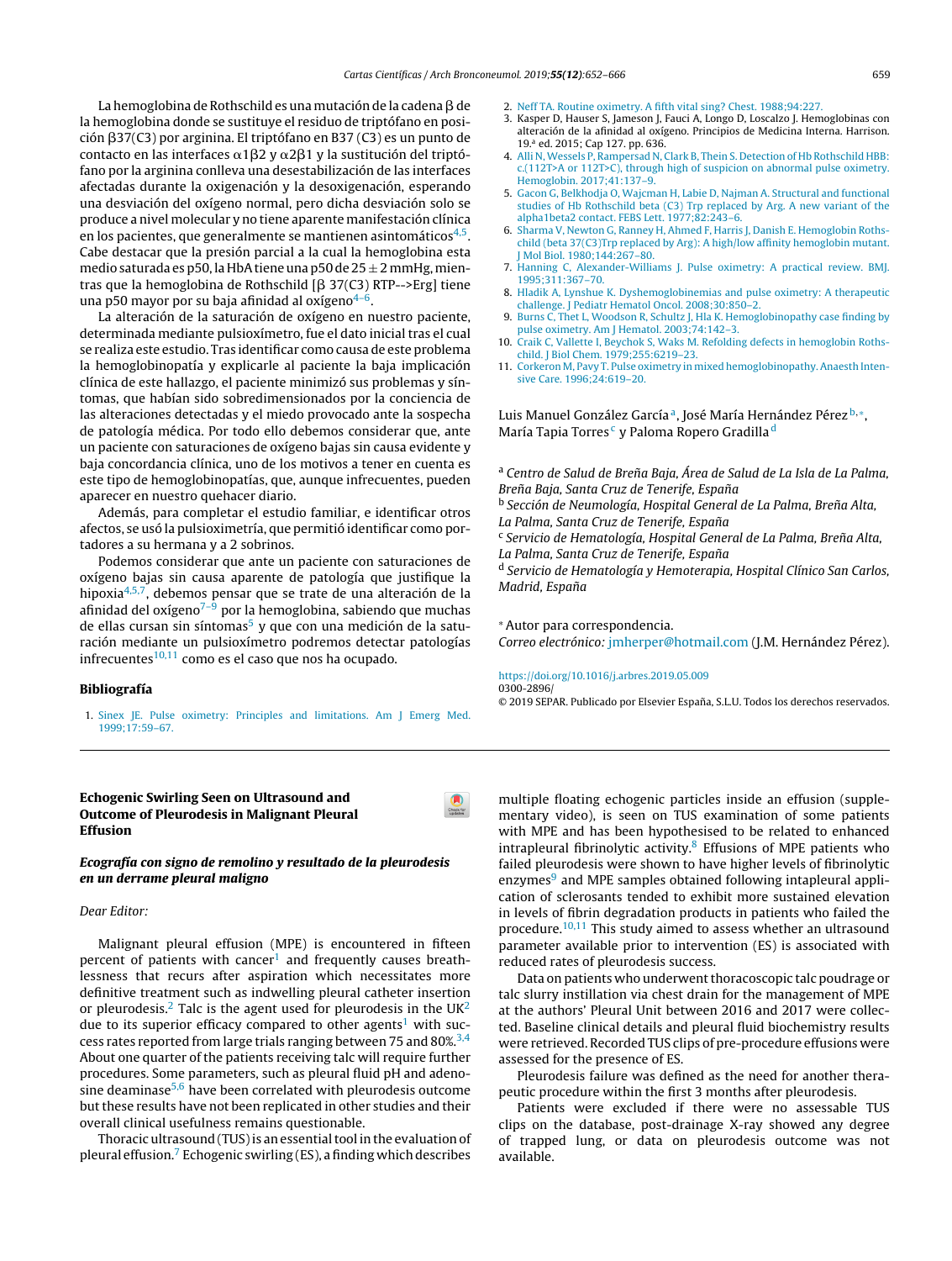La hemoglobina de Rothschild es una mutación de la cadena β de la hemoglobina donde se sustituye el residuo de triptófano en posición β37(C3) por arginina. El triptófano en B37 (C3) es un punto de contacto en las interfaces α1β2 y α2β1 y la sustitución del triptófano por la arginina conlleva una desestabilización de las interfaces afectadas durante la oxigenación y la desoxigenación, esperando una desviación del oxígeno normal, pero dicha desviación solo se produce a nivel molecular y no tiene aparente manifestación clínica en los pacientes, que generalmente se mantienen asintomáticos[4,5]. Cabe destacar que la presión parcial a la cual la hemoglobina esta medio saturada es p50, la HbA tiene una p50 de 25 ± 2 mmHg, mientras que la hemoglobina de Rothschild [β 37(C3) RTP-->Erg] tiene una p50 mayor por su baja afinidad al oxígeno[4–6].

La alteración de la saturación de oxígeno en nuestro paciente, determinada mediante pulsioxímetro, fue el dato inicial tras el cual se realiza este estudio. Tras identificar como causa de este problema la hemoglobinopatía y explicarle al paciente la baja implicación clínica de este hallazgo, el paciente minimizó sus problemas y síntomas, que habían sido sobredimensionados por la conciencia de las alteraciones detectadas y el miedo provocado ante la sospecha de patología médica. Por todo ello debemos considerar que, ante un paciente con saturaciones de oxígeno bajas sin causa evidente y baja concordancia clínica, uno de los motivos a tener en cuenta es este tipo de hemoglobinopatías, que, aunque infrecuentes, pueden aparecer en nuestro quehacer diario.

Además, para completar el estudio familiar, e identificar otros afectos, se usó la pulsioximetría, que permitió identificar como portadores a su hermana y a 2 sobrinos.

Podemos considerar que ante un paciente con saturaciones de oxígeno bajas sin causa aparente de patología que justifique la hipoxia[4,5,7], debemos pensar que se trate de una alteración de la afinidad del oxígeno[7–9] por la hemoglobina, sabiendo que muchas de ellas cursan sin síntomas[5] y que con una medición de la saturación mediante un pulsioxímetro podremos detectar patologías infrecuentes[10,11] como es el caso que nos ha ocupado.

## Bibliografía

1. Sinex JE. Pulse oximetry: Principles and limitations. Am J Emerg Med. 1999;17:59–67.
2. Neff TA. Routine oximetry. A fifth vital sing? Chest. 1988;94:227.
3. Kasper D, Hauser S, Jameson J, Fauci A, Longo D, Loscalzo J. Hemoglobinas con alteración de la afinidad al oxígeno. Principios de Medicina Interna. Harrison. 19.ª ed. 2015; Cap 127. pp. 636.
4. Alli N, Wessels P, Rampersad N, Clark B, Thein S. Detection of Hb Rothschild HBB: c.(112T>A or 112T>C), through high of suspicion on abnormal pulse oximetry. Hemoglobin. 2017;41:137–9.
5. Gacon G, Belkhodja O, Wajcman H, Labie D, Najman A. Structural and functional studies of Hb Rothschild beta (C3) Trp replaced by Arg. A new variant of the alpha1beta2 contact. FEBS Lett. 1977;82:243–6.
6. Sharma V, Newton G, Ranney H, Ahmed F, Harris J, Danish E. Hemoglobin Rothschild (beta 37(C3)Trp replaced by Arg): A high/low affinity hemoglobin mutant. J Mol Biol. 1980;144:267–80.
7. Hanning C, Alexander-Williams J. Pulse oximetry: A practical review. BMJ. 1995;311:367–70.
8. Hladik A, Lynshue K. Dyshemoglobinemias and pulse oximetry: A therapeutic challenge. J Pediatr Hematol Oncol. 2008;30:850–2.
9. Burns C, Thet L, Woodson R, Schultz J, Hla K. Hemoglobinopathy case finding by pulse oximetry. Am J Hematol. 2003;74:142–3.
10. Craik C, Vallette I, Beychok S, Waks M. Refolding defects in hemoglobin Rothschild. J Biol Chem. 1979;255:6219–23.
11. Corkeron M, Pavy T. Pulse oximetry in mixed hemoglobinopathy. Anaesth Intensive Care. 1996;24:619–20.

Luis Manuel González García[a], José María Hernández Pérez[b,*], María Tapia Torres[c] y Paloma Ropero Gradilla[d]

[a] *Centro de Salud de Breña Baja, Área de Salud de La Isla de La Palma, Breña Baja, Santa Cruz de Tenerife, España*
[b] *Sección de Neumología, Hospital General de La Palma, Breña Alta, La Palma, Santa Cruz de Tenerife, España*
[c] *Servicio de Hematología, Hospital General de La Palma, Breña Alta, La Palma, Santa Cruz de Tenerife, España*
[d] *Servicio de Hematología y Hemoterapia, Hospital Clínico San Carlos, Madrid, España*

\* Autor para correspondencia.
*Correo electrónico:* jmherper@hotmail.com (J.M. Hernández Pérez).

https://doi.org/10.1016/j.arbres.2019.05.009
0300-2896/
© 2019 SEPAR. Publicado por Elsevier España, S.L.U. Todos los derechos reservados.

# Echogenic Swirling Seen on Ultrasound and Outcome of Pleurodesis in Malignant Pleural Effusion

### *Ecografía con signo de remolino y resultado de la pleurodesis en un derrame pleural maligno*

*Dear Editor:*

Malignant pleural effusion (MPE) is encountered in fifteen percent of patients with cancer[1] and frequently causes breathlessness that recurs after aspiration which necessitates more definitive treatment such as indwelling pleural catheter insertion or pleurodesis.[2] Talc is the agent used for pleurodesis in the UK[2] due to its superior efficacy compared to other agents[1] with success rates reported from large trials ranging between 75 and 80%.[3,4] About one quarter of the patients receiving talc will require further procedures. Some parameters, such as pleural fluid pH and adenosine deaminase[5,6] have been correlated with pleurodesis outcome but these results have not been replicated in other studies and their overall clinical usefulness remains questionable.

Thoracic ultrasound (TUS) is an essential tool in the evaluation of pleural effusion.[7] Echogenic swirling (ES), a finding which describes multiple floating echogenic particles inside an effusion (supplementary video), is seen on TUS examination of some patients with MPE and has been hypothesised to be related to enhanced intrapleural fibrinolytic activity.[8] Effusions of MPE patients who failed pleurodesis were shown to have higher levels of fibrinolytic enzymes[9] and MPE samples obtained following intapleural application of sclerosants tended to exhibit more sustained elevation in levels of fibrin degradation products in patients who failed the procedure.[10,11] This study aimed to assess whether an ultrasound parameter available prior to intervention (ES) is associated with reduced rates of pleurodesis success.

Data on patients who underwent thoracoscopic talc poudrage or talc slurry instillation via chest drain for the management of MPE at the authors' Pleural Unit between 2016 and 2017 were collected. Baseline clinical details and pleural fluid biochemistry results were retrieved. Recorded TUS clips of pre-procedure effusions were assessed for the presence of ES.

Pleurodesis failure was defined as the need for another therapeutic procedure within the first 3 months after pleurodesis.

Patients were excluded if there were no assessable TUS clips on the database, post-drainage X-ray showed any degree of trapped lung, or data on pleurodesis outcome was not available.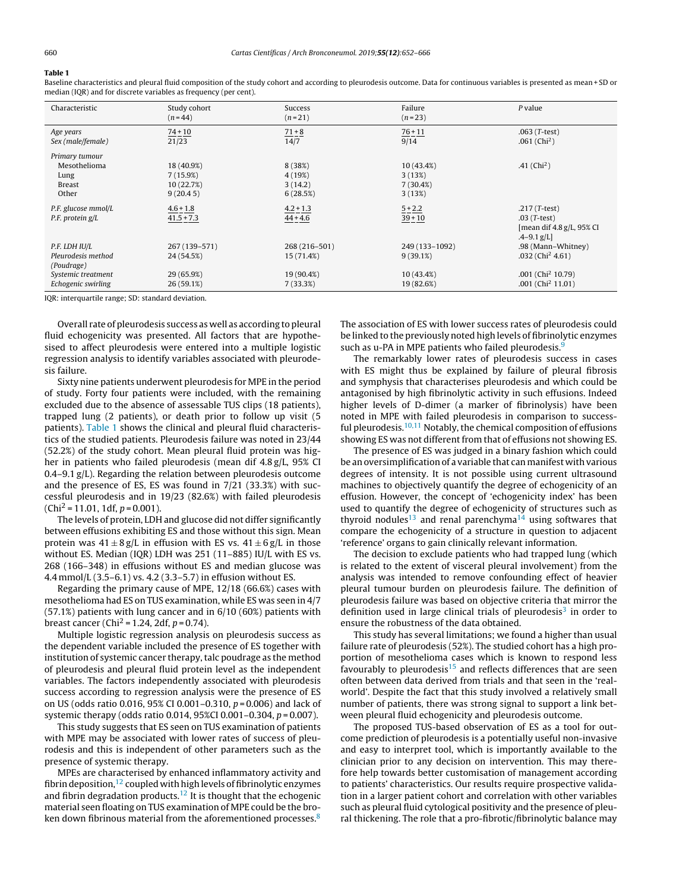**Table 1**

Baseline characteristics and pleural fluid composition of the study cohort and according to pleurodesis outcome. Data for continuous variables is presented as mean + SD or median (IQR) and for discrete variables as frequency (per cent).

| Characteristic | Study cohort (n = 44) | Success (n = 21) | Failure (n = 23) | P value |
|---|---|---|---|---|
| *Age years* | 74 + 10 | 71 + 8 | 76 + 11 | .063 (*T*-test) |
| *Sex (male/female)* | 21/23 | 14/7 | 9/14 | .061 (Chi$^2$) |
| *Primary tumour* | | | | |
| Mesothelioma | 18 (40.9%) | 8 (38%) | 10 (43.4%) | .41 (Chi$^2$) |
| Lung | 7 (15.9%) | 4 (19%) | 3 (13%) | |
| Breast | 10 (22.7%) | 3 (14.2) | 7 (30.4%) | |
| Other | 9 (20.4 5) | 6 (28.5%) | 3 (13%) | |
| *P.F. glucose mmol/L* | 4.6 + 1.8 | 4.2 + 1.3 | 5 + 2.2 | .217 (*T*-test) |
| *P.F. protein g/L* | 41.5 + 7.3 | 44 + 4.6 | 39 + 10 | .03 (*T*-test) [mean dif 4.8 g/L, 95% CI .4–9.1 g/L] |
| *P.F. LDH IU/L* | 267 (139–571) | 268 (216–501) | 249 (133–1092) | .98 (Mann–Whitney) |
| *Pleurodesis method (Poudrage)* | 24 (54.5%) | 15 (71.4%) | 9 (39.1%) | .032 (Chi$^2$ 4.61) |
| *Systemic treatment* | 29 (65.9%) | 19 (90.4%) | 10 (43.4%) | .001 (Chi$^2$ 10.79) |
| *Echogenic swirling* | 26 (59.1%) | 7 (33.3%) | 19 (82.6%) | .001 (Chi$^2$ 11.01) |

IQR: interquartile range; SD: standard deviation.

Overall rate of pleurodesis success as well as according to pleural fluid echogenicity was presented. All factors that are hypothesised to affect pleurodesis were entered into a multiple logistic regression analysis to identify variables associated with pleurodesis failure.

Sixty nine patients underwent pleurodesis for MPE in the period of study. Forty four patients were included, with the remaining excluded due to the absence of assessable TUS clips (18 patients), trapped lung (2 patients), or death prior to follow up visit (5 patients). Table 1 shows the clinical and pleural fluid characteristics of the studied patients. Pleurodesis failure was noted in 23/44 (52.2%) of the study cohort. Mean pleural fluid protein was higher in patients who failed pleurodesis (mean dif 4.8 g/L, 95% CI 0.4–9.1 g/L). Regarding the relation between pleurodesis outcome and the presence of ES, ES was found in 7/21 (33.3%) with successful pleurodesis and in 19/23 (82.6%) with failed pleurodesis ($Chi^2 = 11.01$, 1df, $p = 0.001$).

The levels of protein, LDH and glucose did not differ significantly between effusions exhibiting ES and those without this sign. Mean protein was $41 \pm 8$ g/L in effusion with ES vs. $41 \pm 6$ g/L in those without ES. Median (IQR) LDH was 251 (11–885) IU/L with ES vs. 268 (166–348) in effusions without ES and median glucose was 4.4 mmol/L (3.5–6.1) vs. 4.2 (3.3–5.7) in effusion without ES.

Regarding the primary cause of MPE, 12/18 (66.6%) cases with mesothelioma had ES on TUS examination, while ES was seen in 4/7 (57.1%) patients with lung cancer and in 6/10 (60%) patients with breast cancer ($Chi^2 = 1.24$, 2df, $p = 0.74$).

Multiple logistic regression analysis on pleurodesis success as the dependent variable included the presence of ES together with institution of systemic cancer therapy, talc poudrage as the method of pleurodesis and pleural fluid protein level as the independent variables. The factors independently associated with pleurodesis success according to regression analysis were the presence of ES on US (odds ratio 0.016, 95% CI 0.001–0.310, $p = 0.006$) and lack of systemic therapy (odds ratio 0.014, 95%CI 0.001–0.304, $p = 0.007$).

This study suggests that ES seen on TUS examination of patients with MPE may be associated with lower rates of success of pleurodesis and this is independent of other parameters such as the presence of systemic therapy.

MPEs are characterised by enhanced inflammatory activity and fibrin deposition,[12] coupled with high levels of fibrinolytic enzymes and fibrin degradation products.[12] It is thought that the echogenic material seen floating on TUS examination of MPE could be the broken down fibrinous material from the aforementioned processes.[8] The association of ES with lower success rates of pleurodesis could be linked to the previously noted high levels of fibrinolytic enzymes such as u-PA in MPE patients who failed pleurodesis.[9]

The remarkably lower rates of pleurodesis success in cases with ES might thus be explained by failure of pleural fibrosis and symphysis that characterises pleurodesis and which could be antagonised by high fibrinolytic activity in such effusions. Indeed higher levels of D-dimer (a marker of fibrinolysis) have been noted in MPE with failed pleurodesis in comparison to successful pleurodesis.[10,11] Notably, the chemical composition of effusions showing ES was not different from that of effusions not showing ES.

The presence of ES was judged in a binary fashion which could be an oversimplification of a variable that can manifest with various degrees of intensity. It is not possible using current ultrasound machines to objectively quantify the degree of echogenicity of an effusion. However, the concept of 'echogenicity index' has been used to quantify the degree of echogenicity of structures such as thyroid nodules[13] and renal parenchyma[14] using softwares that compare the echogenicity of a structure in question to adjacent 'reference' organs to gain clinically relevant information.

The decision to exclude patients who had trapped lung (which is related to the extent of visceral pleural involvement) from the analysis was intended to remove confounding effect of heavier pleural tumour burden on pleurodesis failure. The definition of pleurodesis failure was based on objective criteria that mirror the definition used in large clinical trials of pleurodesis[3] in order to ensure the robustness of the data obtained.

This study has several limitations; we found a higher than usual failure rate of pleurodesis (52%). The studied cohort has a high proportion of mesothelioma cases which is known to respond less favourably to pleurodesis[15] and reflects differences that are seen often between data derived from trials and that seen in the 'real-world'. Despite the fact that this study involved a relatively small number of patients, there was strong signal to support a link between pleural fluid echogenicity and pleurodesis outcome.

The proposed TUS-based observation of ES as a tool for outcome prediction of pleurodesis is a potentially useful non-invasive and easy to interpret tool, which is importantly available to the clinician prior to any decision on intervention. This may therefore help towards better customisation of management according to patients' characteristics. Our results require prospective validation in a larger patient cohort and correlation with other variables such as pleural fluid cytological positivity and the presence of pleural thickening. The role that a pro-fibrotic/fibrinolytic balance may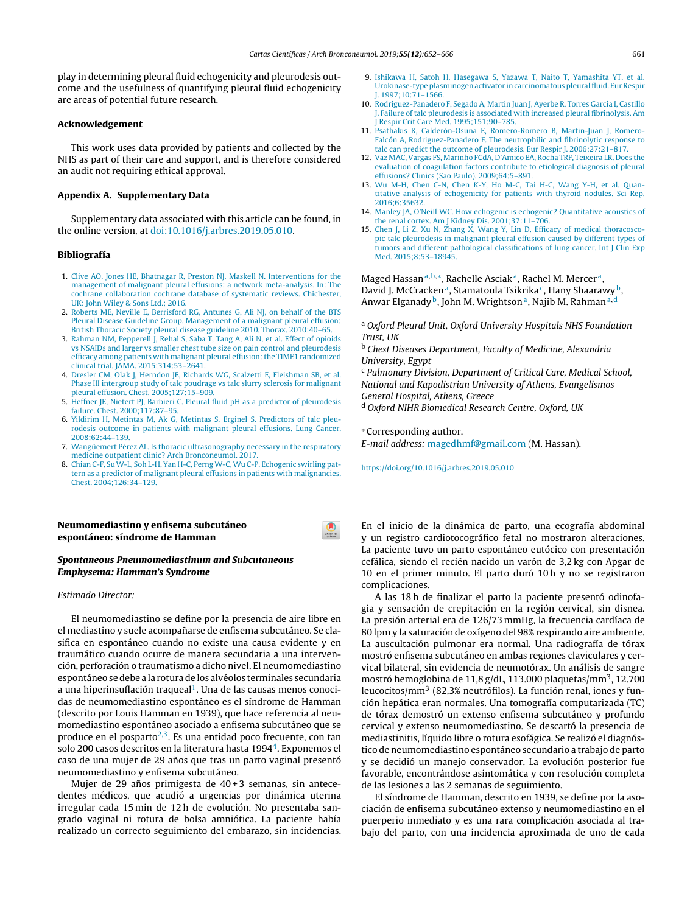play in determining pleural fluid echogenicity and pleurodesis outcome and the usefulness of quantifying pleural fluid echogenicity are areas of potential future research.

## Acknowledgement

This work uses data provided by patients and collected by the NHS as part of their care and support, and is therefore considered an audit not requiring ethical approval.

## Appendix A. Supplementary Data

Supplementary data associated with this article can be found, in the online version, at doi:10.1016/j.arbres.2019.05.010.

## Bibliografía

1. Clive AO, Jones HE, Bhatnagar R, Preston NJ, Maskell N. Interventions for the management of malignant pleural effusions: a network meta-analysis. In: The cochrane collaboration cochrane database of systematic reviews. Chichester, UK: John Wiley & Sons Ltd.; 2016.
2. Roberts ME, Neville E, Berrisford RG, Antunes G, Ali NJ, on behalf of the BTS Pleural Disease Guideline Group. Management of a malignant pleural effusion: British Thoracic Society pleural disease guideline 2010. Thorax. 2010:40–65.
3. Rahman NM, Pepperell J, Rehal S, Saba T, Tang A, Ali N, et al. Effect of opioids vs NSAIDs and larger vs smaller chest tube size on pain control and pleurodesis efficacy among patients with malignant pleural effusion: the TIME1 randomized clinical trial. JAMA. 2015;314:53–2641.
4. Dresler CM, Olak J, Herndon JE, Richards WG, Scalzetti E, Fleishman SB, et al. Phase III intergroup study of talc poudrage vs talc slurry sclerosis for malignant pleural effusion. Chest. 2005;127:15–909.
5. Heffner JE, Nietert PJ, Barbieri C. Pleural fluid pH as a predictor of pleurodesis failure. Chest. 2000;117:87–95.
6. Yildirim H, Metintas M, Ak G, Metintas S, Erginel S. Predictors of talc pleurodesis outcome in patients with malignant pleural effusions. Lung Cancer. 2008;62:44–139.
7. Wangüemert Pérez AL. Is thoracic ultrasonography necessary in the respiratory medicine outpatient clinic? Arch Bronconeumol. 2017.
8. Chian C-F, Su W-L, Soh L-H, Yan H-C, Perng W-C, Wu C-P. Echogenic swirling pattern as a predictor of malignant pleural effusions in patients with malignancies. Chest. 2004;126:34–129.
9. Ishikawa H, Satoh H, Hasegawa S, Yazawa T, Naito T, Yamashita YT, et al. Urokinase-type plasminogen activator in carcinomatous pleural fluid. Eur Respir J. 1997;10:71–1566.
10. Rodriguez-Panadero F, Segado A, Martin Juan J, Ayerbe R, Torres Garcia I, Castillo J. Failure of talc pleurodesis is associated with increased pleural fibrinolysis. Am J Respir Crit Care Med. 1995;151:90–785.
11. Psathakis K, Calderón-Osuna E, Romero-Romero B, Martin-Juan J, Romero-Falcón A, Rodriguez-Panadero F. The neutrophilic and fibrinolytic response to talc can predict the outcome of pleurodesis. Eur Respir J. 2006;27:21–817.
12. Vaz MAC, Vargas FS, Marinho FCdA, D'Amico EA, Rocha TRF, Teixeira LR. Does the evaluation of coagulation factors contribute to etiological diagnosis of pleural effusions? Clinics (Sao Paulo). 2009;64:5–891.
13. Wu M-H, Chen C-N, Chen K-Y, Ho M-C, Tai H-C, Wang Y-H, et al. Quantitative analysis of echogenicity for patients with thyroid nodules. Sci Rep. 2016;6:35632.
14. Manley JA, O'Neill WC. How echogenic is echogenic? Quantitative acoustics of the renal cortex. Am J Kidney Dis. 2001;37:11–706.
15. Chen J, Li Z, Xu N, Zhang X, Wang Y, Lin D. Efficacy of medical thoracoscopic talc pleurodesis in malignant pleural effusion caused by different types of tumors and different pathological classifications of lung cancer. Int J Clin Exp Med. 2015;8:53–18945.

Maged Hassan[a,b,*], Rachelle Asciak[a], Rachel M. Mercer[a], David J. McCracken[a], Stamatoula Tsikrika[c], Hany Shaarawy[b], Anwar Elganady[b], John M. Wrightson[a], Najib M. Rahman[a,d]

[a] *Oxford Pleural Unit, Oxford University Hospitals NHS Foundation Trust, UK*
[b] *Chest Diseases Department, Faculty of Medicine, Alexandria University, Egypt*
[c] *Pulmonary Division, Department of Critical Care, Medical School, National and Kapodistrian University of Athens, Evangelismos General Hospital, Athens, Greece*
[d] *Oxford NIHR Biomedical Research Centre, Oxford, UK*

* Corresponding author.
*E-mail address:* magedhmf@gmail.com (M. Hassan).

https://doi.org/10.1016/j.arbres.2019.05.010

# Neumomediastino y enfisema subcutáneo espontáneo: síndrome de Hamman

## *Spontaneous Pneumomediastinum and Subcutaneous Emphysema: Hamman's Syndrome*

*Estimado Director:*

El neumomediastino se define por la presencia de aire libre en el mediastino y suele acompañarse de enfisema subcutáneo. Se clasifica en espontáneo cuando no existe una causa evidente y en traumático cuando ocurre de manera secundaria a una intervención, perforación o traumatismo a dicho nivel. El neumomediastino espontáneo se debe a la rotura de los alvéolos terminales secundaria a una hiperinsuflación traqueal[1]. Una de las causas menos conocidas de neumomediastino espontáneo es el síndrome de Hamman (descrito por Louis Hamman en 1939), que hace referencia al neumomediastino espontáneo asociado a enfisema subcutáneo que se produce en el posparto[2,3]. Es una entidad poco frecuente, con tan solo 200 casos descritos en la literatura hasta 1994[4]. Exponemos el caso de una mujer de 29 años que tras un parto vaginal presentó neumomediastino y enfisema subcutáneo.

Mujer de 29 años primigesta de 40 + 3 semanas, sin antecedentes médicos, que acudió a urgencias por dinámica uterina irregular cada 15 min de 12 h de evolución. No presentaba sangrado vaginal ni rotura de bolsa amniótica. La paciente había realizado un correcto seguimiento del embarazo, sin incidencias. En el inicio de la dinámica de parto, una ecografía abdominal y un registro cardiotocográfico fetal no mostraron alteraciones. La paciente tuvo un parto espontáneo eutócico con presentación cefálica, siendo el recién nacido un varón de 3,2 kg con Apgar de 10 en el primer minuto. El parto duró 10 h y no se registraron complicaciones.

A las 18 h de finalizar el parto la paciente presentó odinofagia y sensación de crepitación en la región cervical, sin disnea. La presión arterial era de 126/73 mmHg, la frecuencia cardíaca de 80 lpm y la saturación de oxígeno del 98% respirando aire ambiente. La auscultación pulmonar era normal. Una radiografía de tórax mostró enfisema subcutáneo en ambas regiones claviculares y cervical bilateral, sin evidencia de neumotórax. Un análisis de sangre mostró hemoglobina de 11,8 g/dL, 113.000 plaquetas/mm$^3$, 12.700 leucocitos/mm$^3$ (82,3% neutrófilos). La función renal, iones y función hepática eran normales. Una tomografía computarizada (TC) de tórax demostró un extenso enfisema subcutáneo y profundo cervical y extenso neumomediastino. Se descartó la presencia de mediastinitis, líquido libre o rotura esofágica. Se realizó el diagnóstico de neumomediastino espontáneo secundario a trabajo de parto y se decidió un manejo conservador. La evolución posterior fue favorable, encontrándose asintomática y con resolución completa de las lesiones a las 2 semanas de seguimiento.

El síndrome de Hamman, descrito en 1939, se define por la asociación de enfisema subcutáneo extenso y neumomediastino en el puerperio inmediato y es una rara complicación asociada al trabajo del parto, con una incidencia aproximada de uno de cada